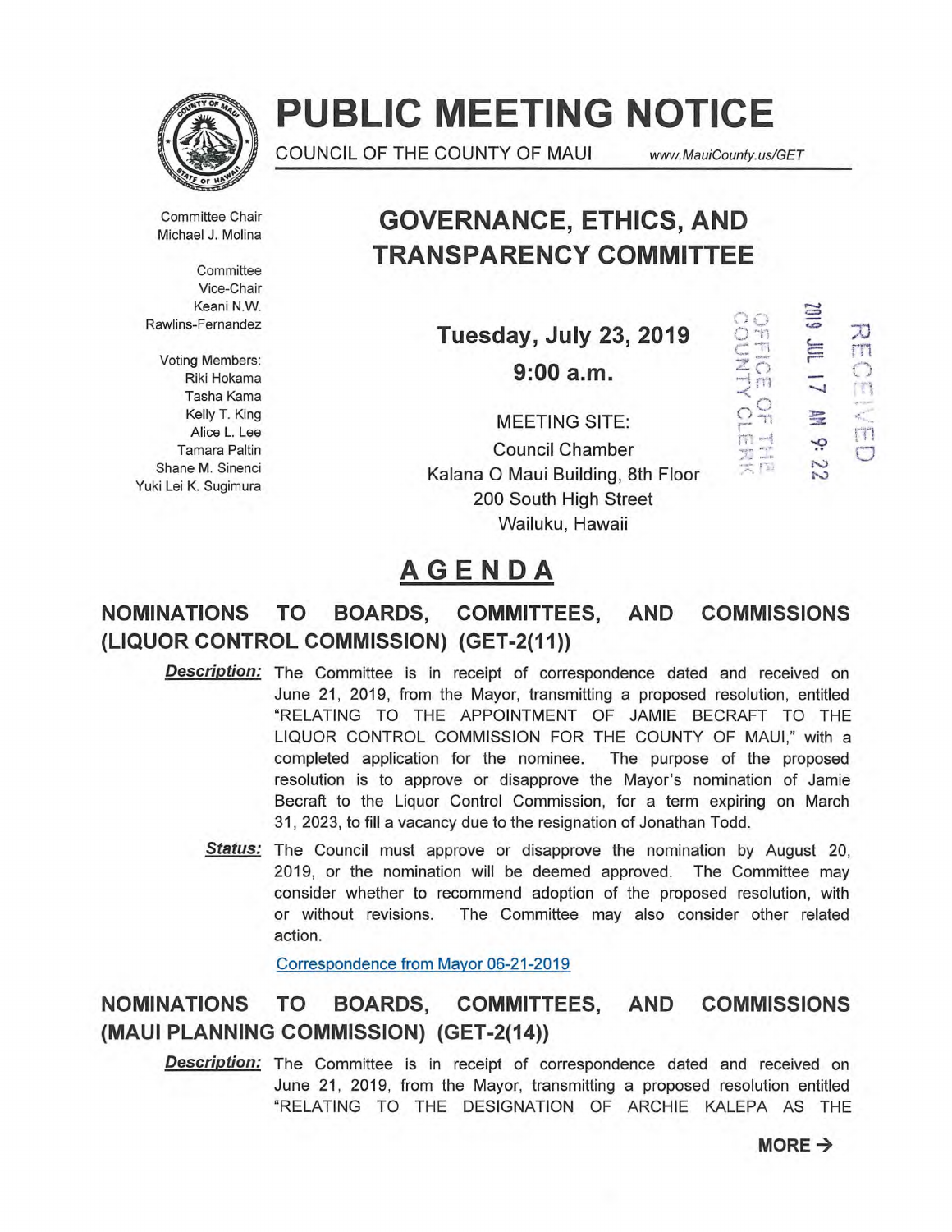# PUBLIC MEETING NOTICE

COUNCIL OF THE COUNTY OF MAUI www.MauiCounty.us/GET

Committee Chair
Michael J. Molina

Committee
Vice-Chair
Keani N.W.
Rawlins-Fernandez

Voting Members:
Riki Hokama
Tasha Kama
Kelly T. King
Alice L. Lee
Tamara Paltin
Shane M. Sinenci
Yuki Lei K. Sugimura

## GOVERNANCE, ETHICS, AND TRANSPARENCY COMMITTEE

**Tuesday, July 23, 2019**

**9:00 a.m.**

MEETING SITE:
Council Chamber
Kalana O Maui Building, 8th Floor
200 South High Street
Wailuku, Hawaii

RECEIVED
2019 JUL 17 AM 9: 22
OFFICE OF THE COUNTY CLERK

## AGENDA

### NOMINATIONS TO BOARDS, COMMITTEES, AND COMMISSIONS (LIQUOR CONTROL COMMISSION) (GET-2(11))

***Description:*** The Committee is in receipt of correspondence dated and received on June 21, 2019, from the Mayor, transmitting a proposed resolution, entitled "RELATING TO THE APPOINTMENT OF JAMIE BECRAFT TO THE LIQUOR CONTROL COMMISSION FOR THE COUNTY OF MAUI," with a completed application for the nominee. The purpose of the proposed resolution is to approve or disapprove the Mayor's nomination of Jamie Becraft to the Liquor Control Commission, for a term expiring on March 31, 2023, to fill a vacancy due to the resignation of Jonathan Todd.

***Status:*** The Council must approve or disapprove the nomination by August 20, 2019, or the nomination will be deemed approved. The Committee may consider whether to recommend adoption of the proposed resolution, with or without revisions. The Committee may also consider other related action.

Correspondence from Mayor 06-21-2019

### NOMINATIONS TO BOARDS, COMMITTEES, AND COMMISSIONS (MAUI PLANNING COMMISSION) (GET-2(14))

***Description:*** The Committee is in receipt of correspondence dated and received on June 21, 2019, from the Mayor, transmitting a proposed resolution entitled "RELATING TO THE DESIGNATION OF ARCHIE KALEPA AS THE

**MORE →**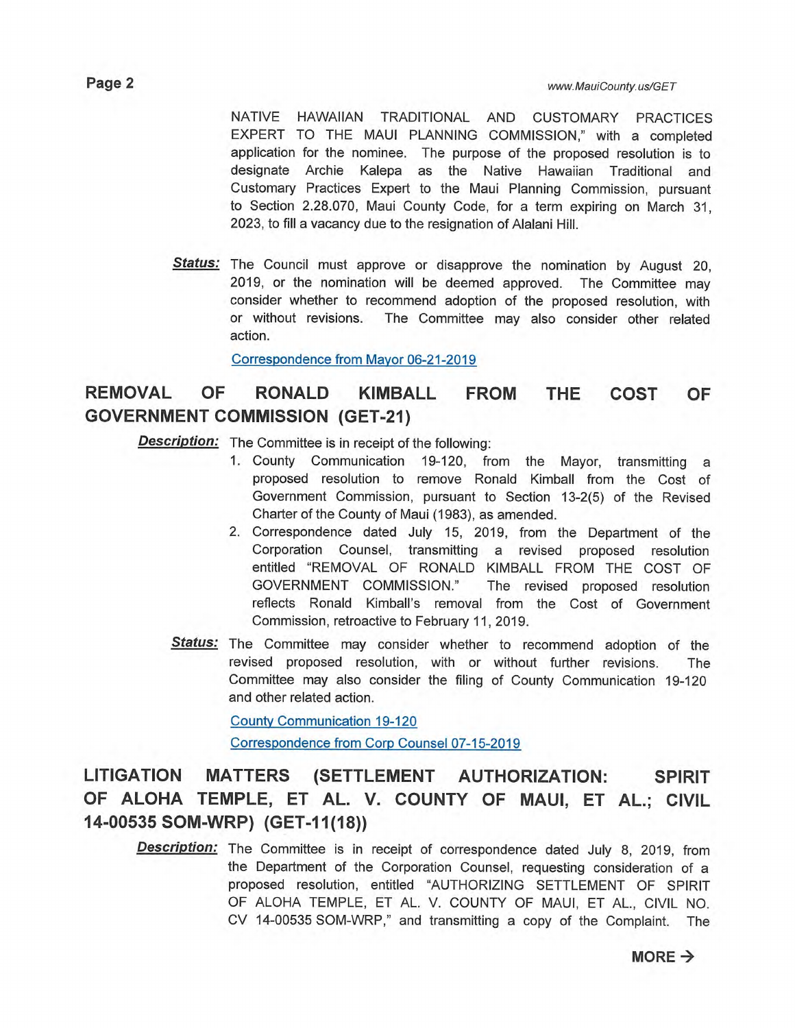NATIVE HAWAIIAN TRADITIONAL AND CUSTOMARY PRACTICES EXPERT TO THE MAUI PLANNING COMMISSION," with a completed application for the nominee. The purpose of the proposed resolution is to designate Archie Kalepa as the Native Hawaiian Traditional and Customary Practices Expert to the Maui Planning Commission, pursuant to Section 2.28.070, Maui County Code, for a term expiring on March 31, 2023, to fill a vacancy due to the resignation of Alalani Hill.

***Status:*** The Council must approve or disapprove the nomination by August 20, 2019, or the nomination will be deemed approved. The Committee may consider whether to recommend adoption of the proposed resolution, with or without revisions. The Committee may also consider other related action.

Correspondence from Mayor 06-21-2019

## REMOVAL OF RONALD KIMBALL FROM THE COST OF GOVERNMENT COMMISSION (GET-21)

***Description:*** The Committee is in receipt of the following:

1. County Communication 19-120, from the Mayor, transmitting a proposed resolution to remove Ronald Kimball from the Cost of Government Commission, pursuant to Section 13-2(5) of the Revised Charter of the County of Maui (1983), as amended.
2. Correspondence dated July 15, 2019, from the Department of the Corporation Counsel, transmitting a revised proposed resolution entitled "REMOVAL OF RONALD KIMBALL FROM THE COST OF GOVERNMENT COMMISSION." The revised proposed resolution reflects Ronald Kimball's removal from the Cost of Government Commission, retroactive to February 11, 2019.

***Status:*** The Committee may consider whether to recommend adoption of the revised proposed resolution, with or without further revisions. The Committee may also consider the filing of County Communication 19-120 and other related action.

County Communication 19-120

Correspondence from Corp Counsel 07-15-2019

## LITIGATION MATTERS (SETTLEMENT AUTHORIZATION: SPIRIT OF ALOHA TEMPLE, ET AL. V. COUNTY OF MAUI, ET AL.; CIVIL 14-00535 SOM-WRP) (GET-11(18))

***Description:*** The Committee is in receipt of correspondence dated July 8, 2019, from the Department of the Corporation Counsel, requesting consideration of a proposed resolution, entitled "AUTHORIZING SETTLEMENT OF SPIRIT OF ALOHA TEMPLE, ET AL. V. COUNTY OF MAUI, ET AL., CIVIL NO. CV 14-00535 SOM-WRP," and transmitting a copy of the Complaint. The

MORE →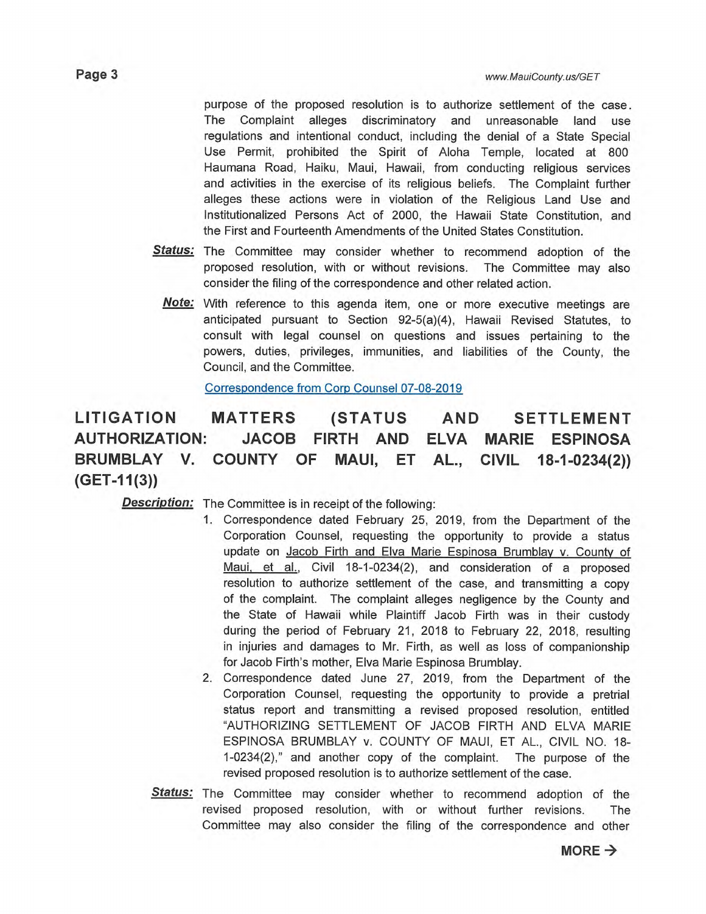purpose of the proposed resolution is to authorize settlement of the case. The Complaint alleges discriminatory and unreasonable land use regulations and intentional conduct, including the denial of a State Special Use Permit, prohibited the Spirit of Aloha Temple, located at 800 Haumana Road, Haiku, Maui, Hawaii, from conducting religious services and activities in the exercise of its religious beliefs. The Complaint further alleges these actions were in violation of the Religious Land Use and Institutionalized Persons Act of 2000, the Hawaii State Constitution, and the First and Fourteenth Amendments of the United States Constitution.

***Status:*** The Committee may consider whether to recommend adoption of the proposed resolution, with or without revisions. The Committee may also consider the filing of the correspondence and other related action.

***Note:*** With reference to this agenda item, one or more executive meetings are anticipated pursuant to Section 92-5(a)(4), Hawaii Revised Statutes, to consult with legal counsel on questions and issues pertaining to the powers, duties, privileges, immunities, and liabilities of the County, the Council, and the Committee.

Correspondence from Corp Counsel 07-08-2019

## LITIGATION MATTERS (STATUS AND SETTLEMENT AUTHORIZATION: JACOB FIRTH AND ELVA MARIE ESPINOSA BRUMBLAY V. COUNTY OF MAUI, ET AL., CIVIL 18-1-0234(2)) (GET-11(3))

***Description:*** The Committee is in receipt of the following:

1. Correspondence dated February 25, 2019, from the Department of the Corporation Counsel, requesting the opportunity to provide a status update on Jacob Firth and Elva Marie Espinosa Brumblay v. County of Maui, et al., Civil 18-1-0234(2), and consideration of a proposed resolution to authorize settlement of the case, and transmitting a copy of the complaint. The complaint alleges negligence by the County and the State of Hawaii while Plaintiff Jacob Firth was in their custody during the period of February 21, 2018 to February 22, 2018, resulting in injuries and damages to Mr. Firth, as well as loss of companionship for Jacob Firth's mother, Elva Marie Espinosa Brumblay.
2. Correspondence dated June 27, 2019, from the Department of the Corporation Counsel, requesting the opportunity to provide a pretrial status report and transmitting a revised proposed resolution, entitled "AUTHORIZING SETTLEMENT OF JACOB FIRTH AND ELVA MARIE ESPINOSA BRUMBLAY v. COUNTY OF MAUI, ET AL., CIVIL NO. 18-1-0234(2)," and another copy of the complaint. The purpose of the revised proposed resolution is to authorize settlement of the case.

***Status:*** The Committee may consider whether to recommend adoption of the revised proposed resolution, with or without further revisions. The Committee may also consider the filing of the correspondence and other

MORE →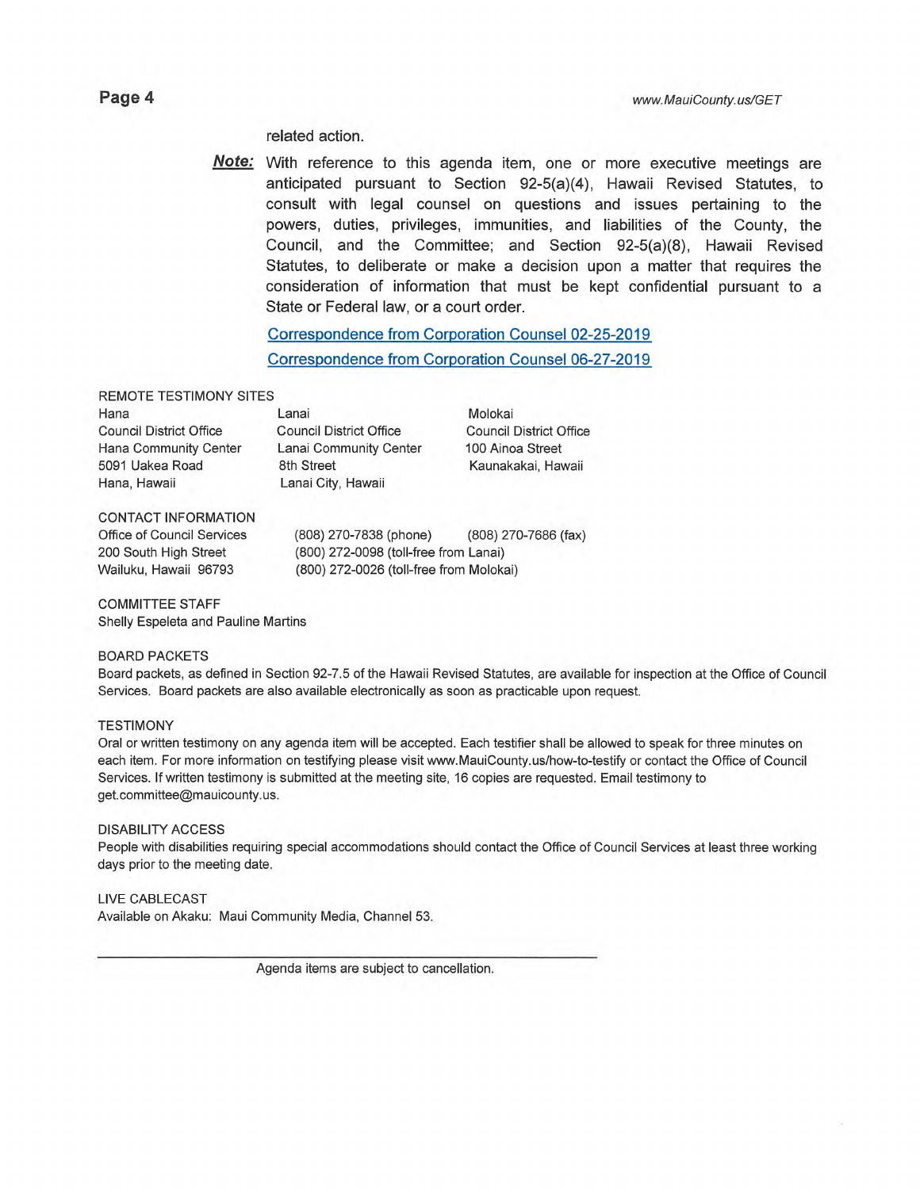related action.

***Note:*** With reference to this agenda item, one or more executive meetings are anticipated pursuant to Section 92-5(a)(4), Hawaii Revised Statutes, to consult with legal counsel on questions and issues pertaining to the powers, duties, privileges, immunities, and liabilities of the County, the Council, and the Committee; and Section 92-5(a)(8), Hawaii Revised Statutes, to deliberate or make a decision upon a matter that requires the consideration of information that must be kept confidential pursuant to a State or Federal law, or a court order.

Correspondence from Corporation Counsel 02-25-2019

Correspondence from Corporation Counsel 06-27-2019

REMOTE TESTIMONY SITES

| | | |
|---|---|---|
| Hana | Lanai | Molokai |
| Council District Office | Council District Office | Council District Office |
| Hana Community Center | Lanai Community Center | 100 Ainoa Street |
| 5091 Uakea Road | 8th Street | Kaunakakai, Hawaii |
| Hana, Hawaii | Lanai City, Hawaii | |

CONTACT INFORMATION

Office of Council Services
200 South High Street
Wailuku, Hawaii 96793

(808) 270-7838 (phone) (808) 270-7686 (fax)
(800) 272-0098 (toll-free from Lanai)
(800) 272-0026 (toll-free from Molokai)

COMMITTEE STAFF

Shelly Espeleta and Pauline Martins

BOARD PACKETS

Board packets, as defined in Section 92-7.5 of the Hawaii Revised Statutes, are available for inspection at the Office of Council Services. Board packets are also available electronically as soon as practicable upon request.

TESTIMONY

Oral or written testimony on any agenda item will be accepted. Each testifier shall be allowed to speak for three minutes on each item. For more information on testifying please visit www.MauiCounty.us/how-to-testify or contact the Office of Council Services. If written testimony is submitted at the meeting site, 16 copies are requested. Email testimony to get.committee@mauicounty.us.

DISABILITY ACCESS

People with disabilities requiring special accommodations should contact the Office of Council Services at least three working days prior to the meeting date.

LIVE CABLECAST

Available on Akaku: Maui Community Media, Channel 53.

---

Agenda items are subject to cancellation.